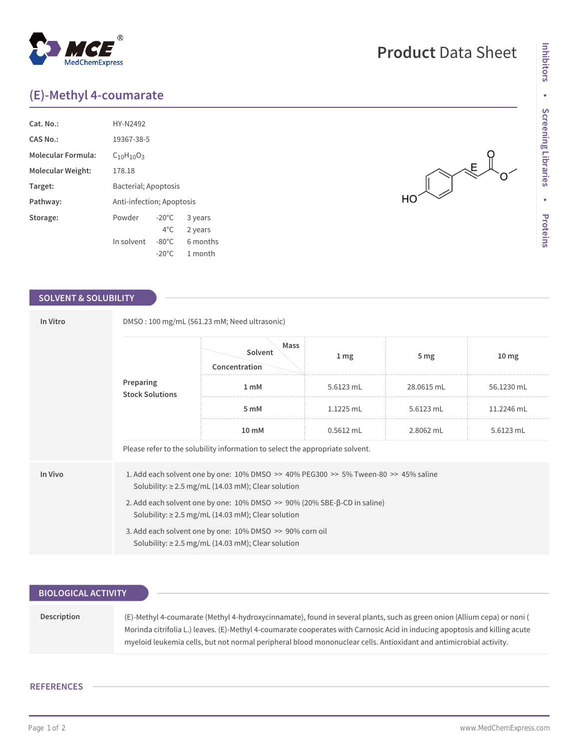# Product Data Sheet

## (E)-Methyl 4-coumarate

| | |
|---|---|
| **Cat. No.:** | HY-N2492 |
| **CAS No.:** | 19367-38-5 |
| **Molecular Formula:** | $C_{10}H_{10}O_3$ |
| **Molecular Weight:** | 178.18 |
| **Target:** | Bacterial; Apoptosis |
| **Pathway:** | Anti-infection; Apoptosis |

**Storage:**

| | | |
|---|---|---|
| Powder | -20°C | 3 years |
| | 4°C | 2 years |
| In solvent | -80°C | 6 months |
| | -20°C | 1 month |

## SOLVENT & SOLUBILITY

### In Vitro

DMSO : 100 mg/mL (561.23 mM; Need ultrasonic)

**Preparing Stock Solutions**

| Concentration \ Solvent \ Mass | 1 mg | 5 mg | 10 mg |
|---|---|---|---|
| 1 mM | 5.6123 mL | 28.0615 mL | 56.1230 mL |
| 5 mM | 1.1225 mL | 5.6123 mL | 11.2246 mL |
| 10 mM | 0.5612 mL | 2.8062 mL | 5.6123 mL |

Please refer to the solubility information to select the appropriate solvent.

### In Vivo

1. Add each solvent one by one: 10% DMSO >> 40% PEG300 >> 5% Tween-80 >> 45% saline
   Solubility: ≥ 2.5 mg/mL (14.03 mM); Clear solution
2. Add each solvent one by one: 10% DMSO >> 90% (20% SBE-β-CD in saline)
   Solubility: ≥ 2.5 mg/mL (14.03 mM); Clear solution
3. Add each solvent one by one: 10% DMSO >> 90% corn oil
   Solubility: ≥ 2.5 mg/mL (14.03 mM); Clear solution

## BIOLOGICAL ACTIVITY

**Description**

(E)-Methyl 4-coumarate (Methyl 4-hydroxycinnamate), found in several plants, such as green onion (Allium cepa) or noni (Morinda citrifolia L.) leaves. (E)-Methyl 4-coumarate cooperates with Carnosic Acid in inducing apoptosis and killing acute myeloid leukemia cells, but not normal peripheral blood mononuclear cells. Antioxidant and antimicrobial activity.

## REFERENCES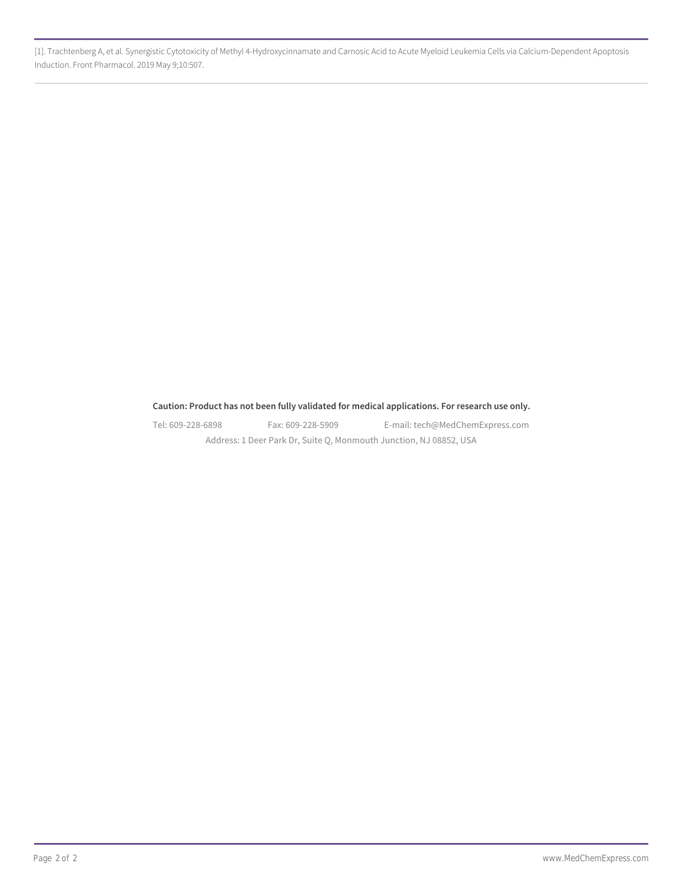[1]. Trachtenberg A, et al. Synergistic Cytotoxicity of Methyl 4-Hydroxycinnamate and Carnosic Acid to Acute Myeloid Leukemia Cells via Calcium-Dependent Apoptosis Induction. Front Pharmacol. 2019 May 9;10:507.

---

**Caution: Product has not been fully validated for medical applications. For research use only.**

Tel: 609-228-6898 Fax: 609-228-5909 E-mail: tech@MedChemExpress.com

Address: 1 Deer Park Dr, Suite Q, Monmouth Junction, NJ 08852, USA